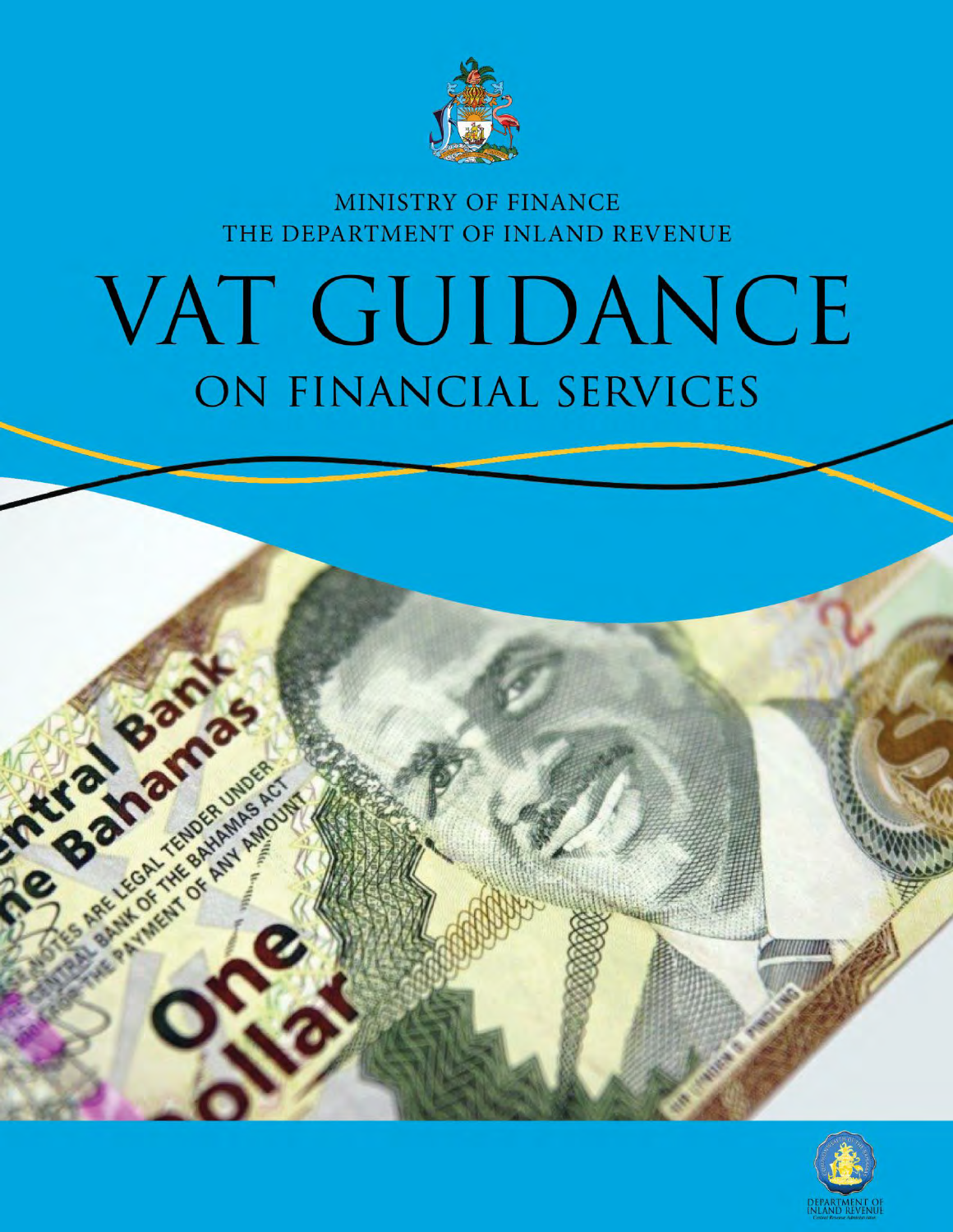MINISTRY OF FINANCE

THE DEPARTMENT OF INLAND REVENUE

# VAT GUIDANCE

## ON FINANCIAL SERVICES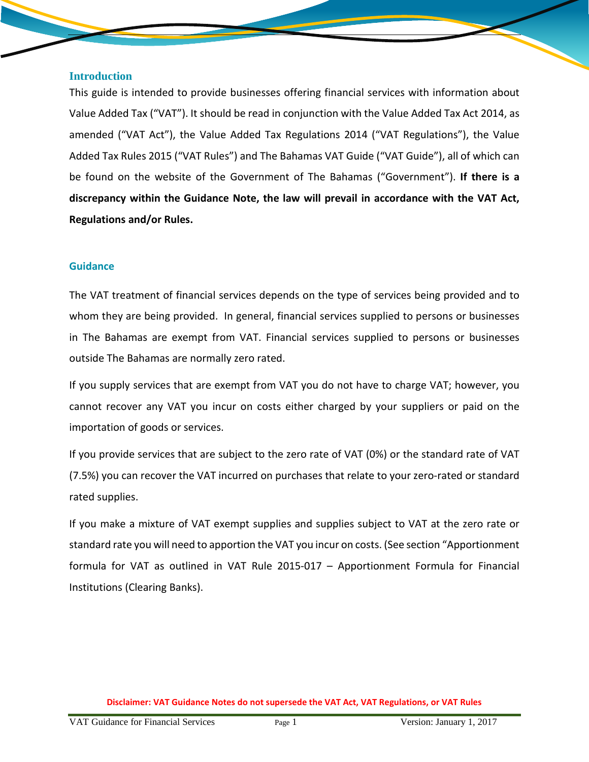## Introduction

This guide is intended to provide businesses offering financial services with information about Value Added Tax ("VAT"). It should be read in conjunction with the Value Added Tax Act 2014, as amended ("VAT Act"), the Value Added Tax Regulations 2014 ("VAT Regulations"), the Value Added Tax Rules 2015 ("VAT Rules") and The Bahamas VAT Guide ("VAT Guide"), all of which can be found on the website of the Government of The Bahamas ("Government"). **If there is a discrepancy within the Guidance Note, the law will prevail in accordance with the VAT Act, Regulations and/or Rules.**

## Guidance

The VAT treatment of financial services depends on the type of services being provided and to whom they are being provided. In general, financial services supplied to persons or businesses in The Bahamas are exempt from VAT. Financial services supplied to persons or businesses outside The Bahamas are normally zero rated.

If you supply services that are exempt from VAT you do not have to charge VAT; however, you cannot recover any VAT you incur on costs either charged by your suppliers or paid on the importation of goods or services.

If you provide services that are subject to the zero rate of VAT (0%) or the standard rate of VAT (7.5%) you can recover the VAT incurred on purchases that relate to your zero-rated or standard rated supplies.

If you make a mixture of VAT exempt supplies and supplies subject to VAT at the zero rate or standard rate you will need to apportion the VAT you incur on costs. (See section "Apportionment formula for VAT as outlined in VAT Rule 2015-017 – Apportionment Formula for Financial Institutions (Clearing Banks).

**Disclaimer: VAT Guidance Notes do not supersede the VAT Act, VAT Regulations, or VAT Rules**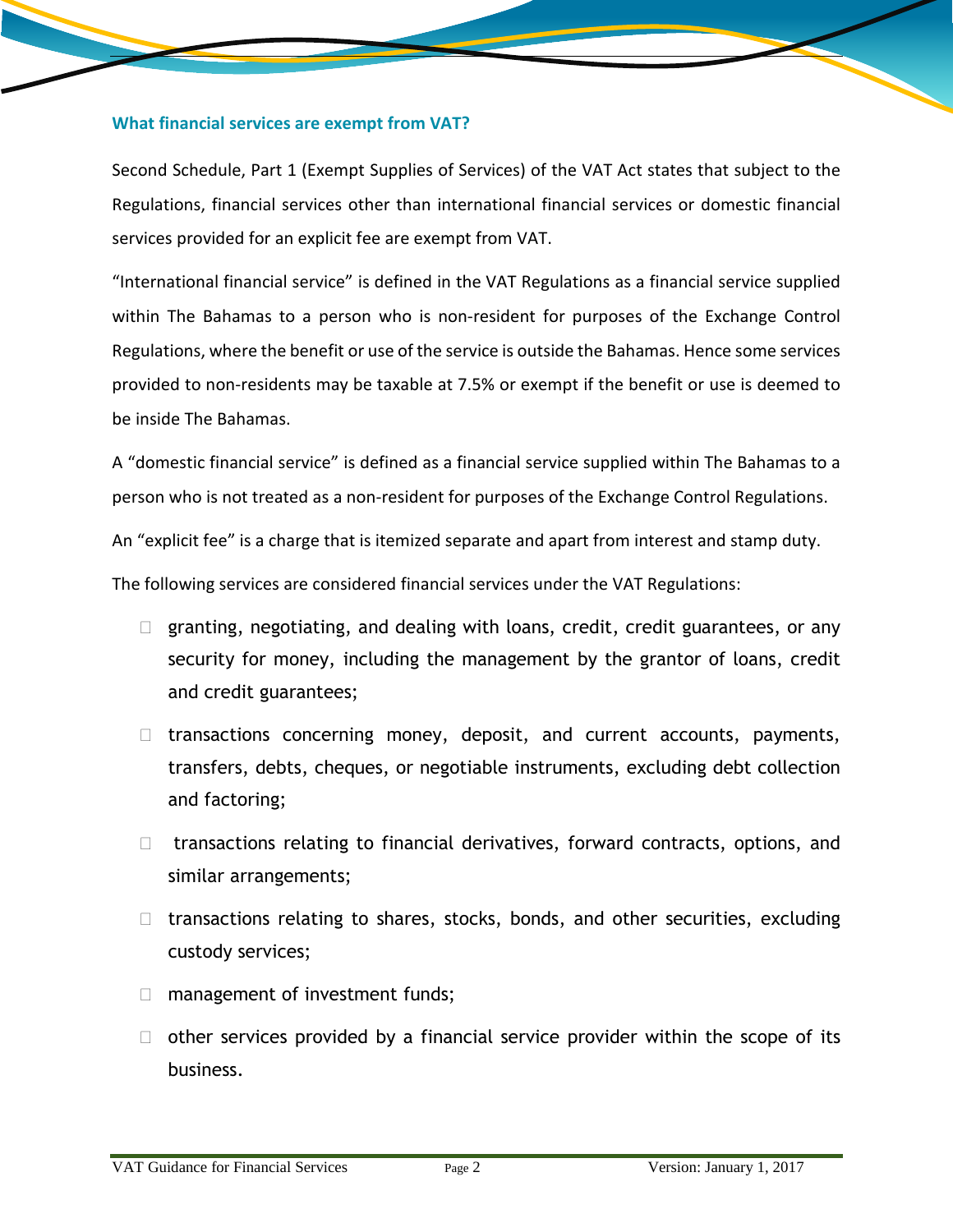### What financial services are exempt from VAT?

Second Schedule, Part 1 (Exempt Supplies of Services) of the VAT Act states that subject to the Regulations, financial services other than international financial services or domestic financial services provided for an explicit fee are exempt from VAT.

"International financial service" is defined in the VAT Regulations as a financial service supplied within The Bahamas to a person who is non-resident for purposes of the Exchange Control Regulations, where the benefit or use of the service is outside the Bahamas. Hence some services provided to non-residents may be taxable at 7.5% or exempt if the benefit or use is deemed to be inside The Bahamas.

A "domestic financial service" is defined as a financial service supplied within The Bahamas to a person who is not treated as a non-resident for purposes of the Exchange Control Regulations.

An "explicit fee" is a charge that is itemized separate and apart from interest and stamp duty.

The following services are considered financial services under the VAT Regulations:

- granting, negotiating, and dealing with loans, credit, credit guarantees, or any security for money, including the management by the grantor of loans, credit and credit guarantees;
- transactions concerning money, deposit, and current accounts, payments, transfers, debts, cheques, or negotiable instruments, excluding debt collection and factoring;
- transactions relating to financial derivatives, forward contracts, options, and similar arrangements;
- transactions relating to shares, stocks, bonds, and other securities, excluding custody services;
- management of investment funds;
- other services provided by a financial service provider within the scope of its business.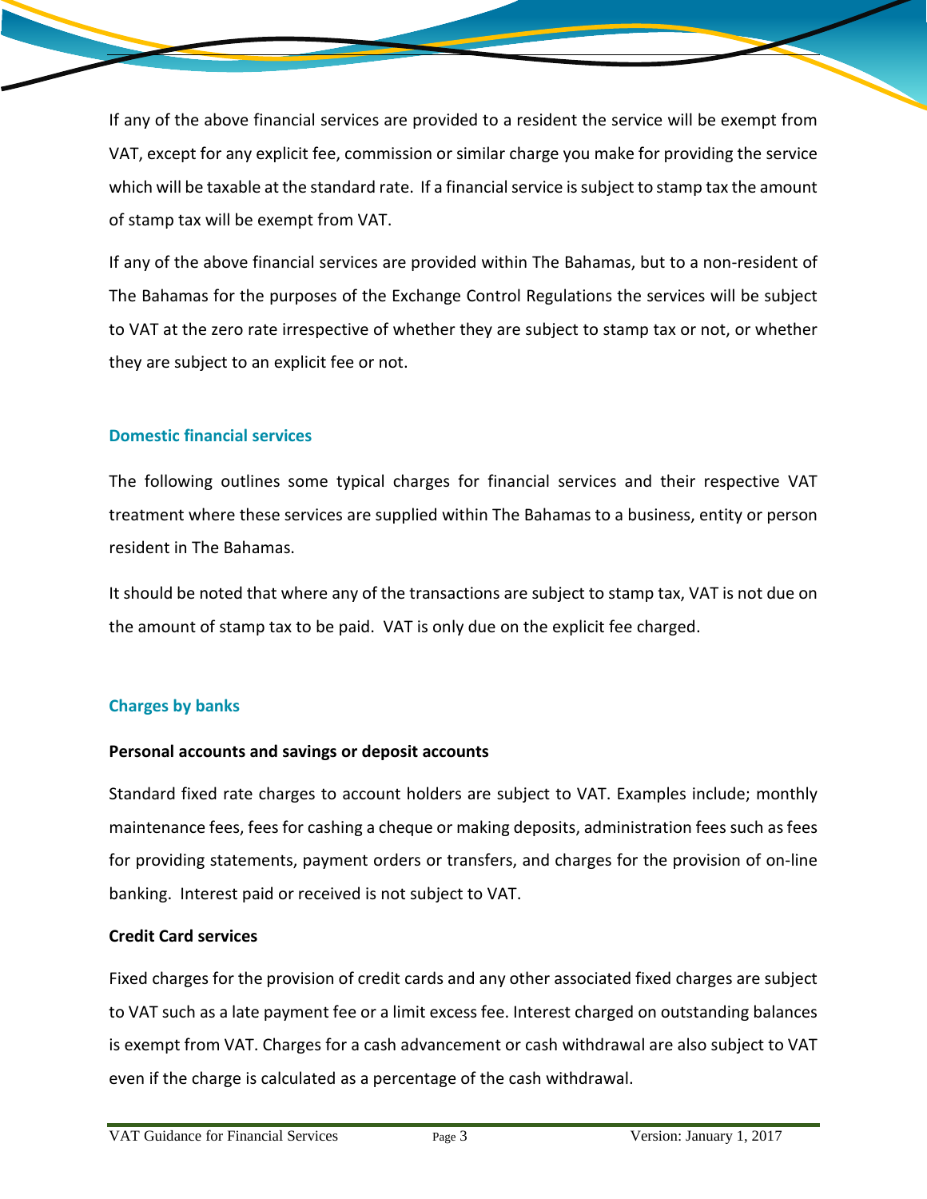If any of the above financial services are provided to a resident the service will be exempt from VAT, except for any explicit fee, commission or similar charge you make for providing the service which will be taxable at the standard rate. If a financial service is subject to stamp tax the amount of stamp tax will be exempt from VAT.

If any of the above financial services are provided within The Bahamas, but to a non-resident of The Bahamas for the purposes of the Exchange Control Regulations the services will be subject to VAT at the zero rate irrespective of whether they are subject to stamp tax or not, or whether they are subject to an explicit fee or not.

## Domestic financial services

The following outlines some typical charges for financial services and their respective VAT treatment where these services are supplied within The Bahamas to a business, entity or person resident in The Bahamas.

It should be noted that where any of the transactions are subject to stamp tax, VAT is not due on the amount of stamp tax to be paid. VAT is only due on the explicit fee charged.

## Charges by banks

**Personal accounts and savings or deposit accounts**

Standard fixed rate charges to account holders are subject to VAT. Examples include; monthly maintenance fees, fees for cashing a cheque or making deposits, administration fees such as fees for providing statements, payment orders or transfers, and charges for the provision of on-line banking. Interest paid or received is not subject to VAT.

**Credit Card services**

Fixed charges for the provision of credit cards and any other associated fixed charges are subject to VAT such as a late payment fee or a limit excess fee. Interest charged on outstanding balances is exempt from VAT. Charges for a cash advancement or cash withdrawal are also subject to VAT even if the charge is calculated as a percentage of the cash withdrawal.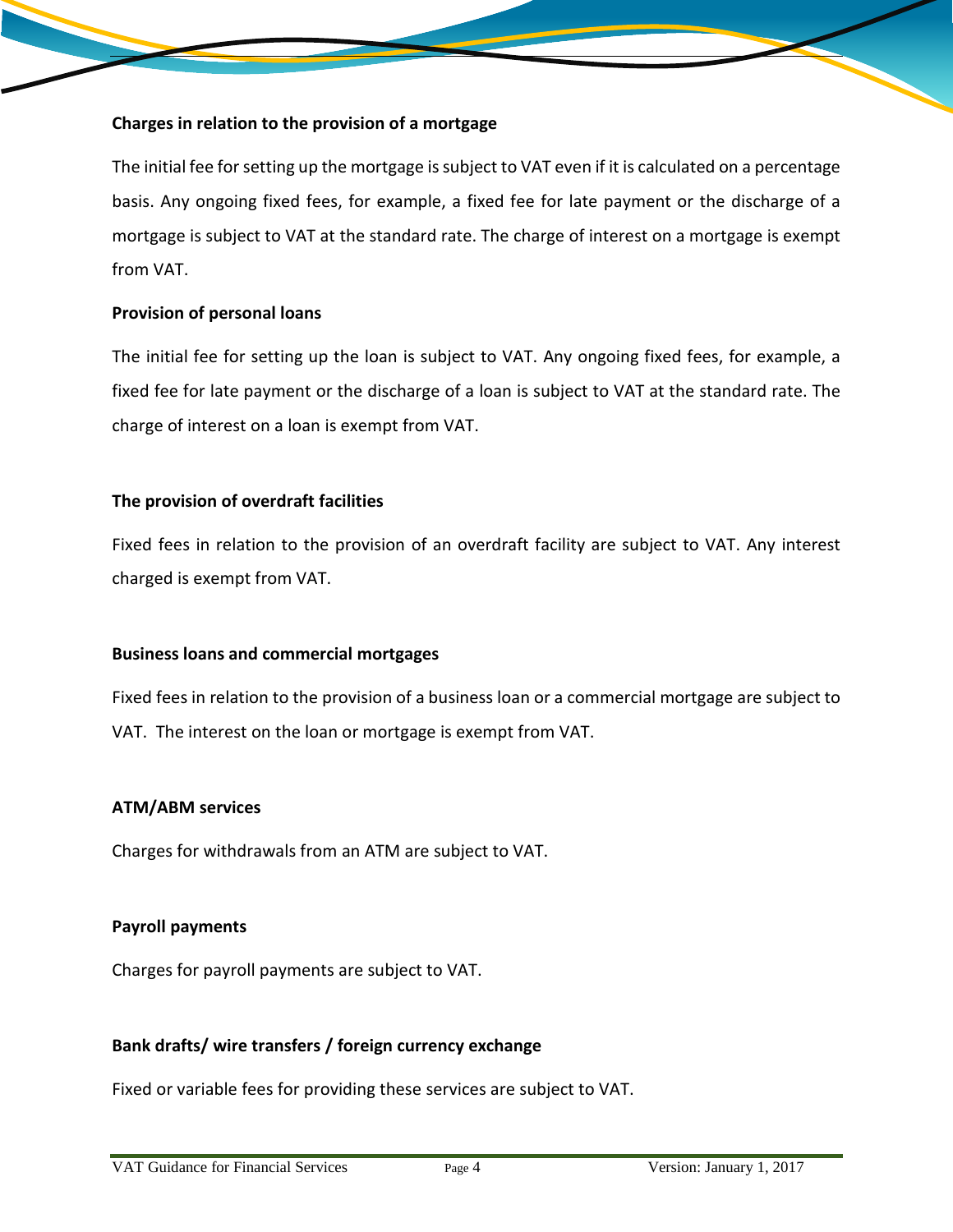**Charges in relation to the provision of a mortgage**

The initial fee for setting up the mortgage is subject to VAT even if it is calculated on a percentage basis. Any ongoing fixed fees, for example, a fixed fee for late payment or the discharge of a mortgage is subject to VAT at the standard rate. The charge of interest on a mortgage is exempt from VAT.

**Provision of personal loans**

The initial fee for setting up the loan is subject to VAT. Any ongoing fixed fees, for example, a fixed fee for late payment or the discharge of a loan is subject to VAT at the standard rate. The charge of interest on a loan is exempt from VAT.

**The provision of overdraft facilities**

Fixed fees in relation to the provision of an overdraft facility are subject to VAT. Any interest charged is exempt from VAT.

**Business loans and commercial mortgages**

Fixed fees in relation to the provision of a business loan or a commercial mortgage are subject to VAT. The interest on the loan or mortgage is exempt from VAT.

**ATM/ABM services**

Charges for withdrawals from an ATM are subject to VAT.

**Payroll payments**

Charges for payroll payments are subject to VAT.

**Bank drafts/ wire transfers / foreign currency exchange**

Fixed or variable fees for providing these services are subject to VAT.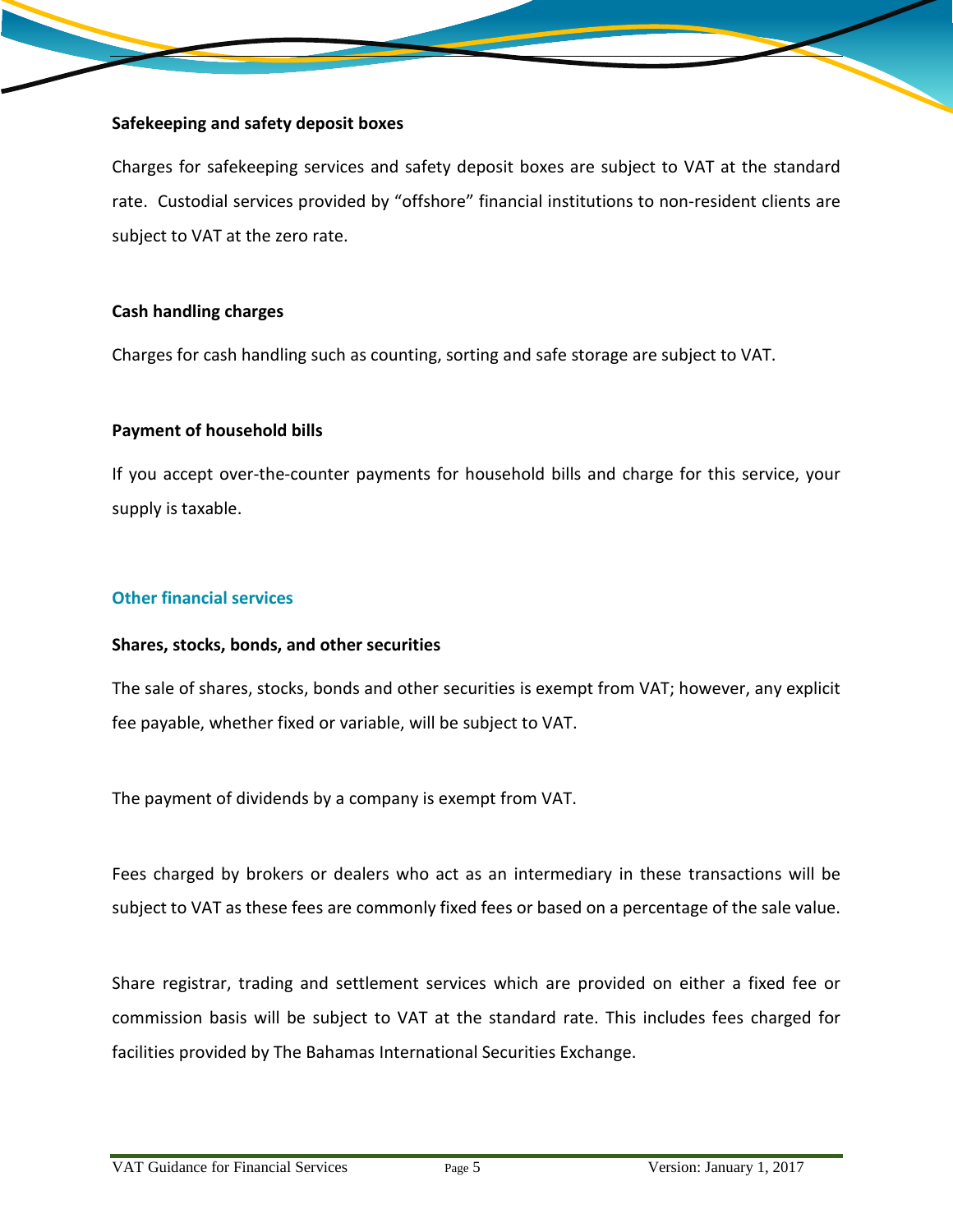**Safekeeping and safety deposit boxes**

Charges for safekeeping services and safety deposit boxes are subject to VAT at the standard rate. Custodial services provided by "offshore" financial institutions to non-resident clients are subject to VAT at the zero rate.

**Cash handling charges**

Charges for cash handling such as counting, sorting and safe storage are subject to VAT.

**Payment of household bills**

If you accept over-the-counter payments for household bills and charge for this service, your supply is taxable.

## Other financial services

**Shares, stocks, bonds, and other securities**

The sale of shares, stocks, bonds and other securities is exempt from VAT; however, any explicit fee payable, whether fixed or variable, will be subject to VAT.

The payment of dividends by a company is exempt from VAT.

Fees charged by brokers or dealers who act as an intermediary in these transactions will be subject to VAT as these fees are commonly fixed fees or based on a percentage of the sale value.

Share registrar, trading and settlement services which are provided on either a fixed fee or commission basis will be subject to VAT at the standard rate. This includes fees charged for facilities provided by The Bahamas International Securities Exchange.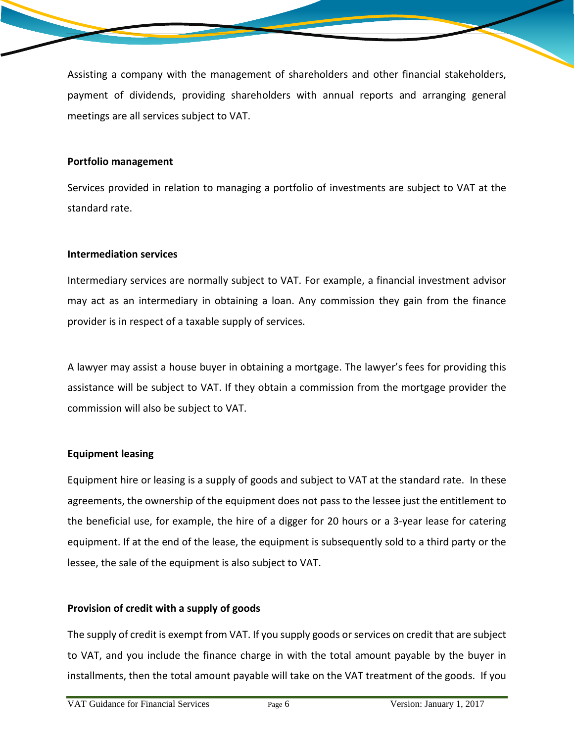Assisting a company with the management of shareholders and other financial stakeholders, payment of dividends, providing shareholders with annual reports and arranging general meetings are all services subject to VAT.

**Portfolio management**

Services provided in relation to managing a portfolio of investments are subject to VAT at the standard rate.

**Intermediation services**

Intermediary services are normally subject to VAT. For example, a financial investment advisor may act as an intermediary in obtaining a loan. Any commission they gain from the finance provider is in respect of a taxable supply of services.

A lawyer may assist a house buyer in obtaining a mortgage. The lawyer's fees for providing this assistance will be subject to VAT. If they obtain a commission from the mortgage provider the commission will also be subject to VAT.

**Equipment leasing**

Equipment hire or leasing is a supply of goods and subject to VAT at the standard rate. In these agreements, the ownership of the equipment does not pass to the lessee just the entitlement to the beneficial use, for example, the hire of a digger for 20 hours or a 3-year lease for catering equipment. If at the end of the lease, the equipment is subsequently sold to a third party or the lessee, the sale of the equipment is also subject to VAT.

**Provision of credit with a supply of goods**

The supply of credit is exempt from VAT. If you supply goods or services on credit that are subject to VAT, and you include the finance charge in with the total amount payable by the buyer in installments, then the total amount payable will take on the VAT treatment of the goods. If you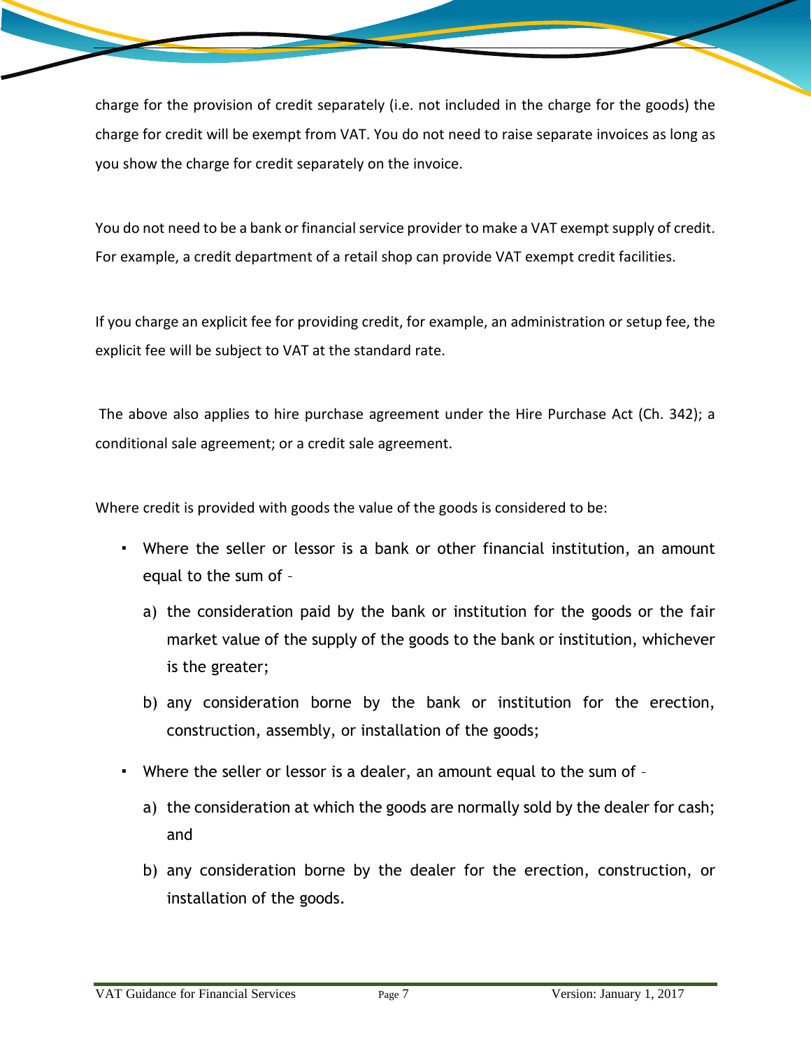charge for the provision of credit separately (i.e. not included in the charge for the goods) the charge for credit will be exempt from VAT. You do not need to raise separate invoices as long as you show the charge for credit separately on the invoice.

You do not need to be a bank or financial service provider to make a VAT exempt supply of credit. For example, a credit department of a retail shop can provide VAT exempt credit facilities.

If you charge an explicit fee for providing credit, for example, an administration or setup fee, the explicit fee will be subject to VAT at the standard rate.

The above also applies to hire purchase agreement under the Hire Purchase Act (Ch. 342); a conditional sale agreement; or a credit sale agreement.

Where credit is provided with goods the value of the goods is considered to be:

- Where the seller or lessor is a bank or other financial institution, an amount equal to the sum of –
  a) the consideration paid by the bank or institution for the goods or the fair market value of the supply of the goods to the bank or institution, whichever is the greater;
  b) any consideration borne by the bank or institution for the erection, construction, assembly, or installation of the goods;
- Where the seller or lessor is a dealer, an amount equal to the sum of –
  a) the consideration at which the goods are normally sold by the dealer for cash; and
  b) any consideration borne by the dealer for the erection, construction, or installation of the goods.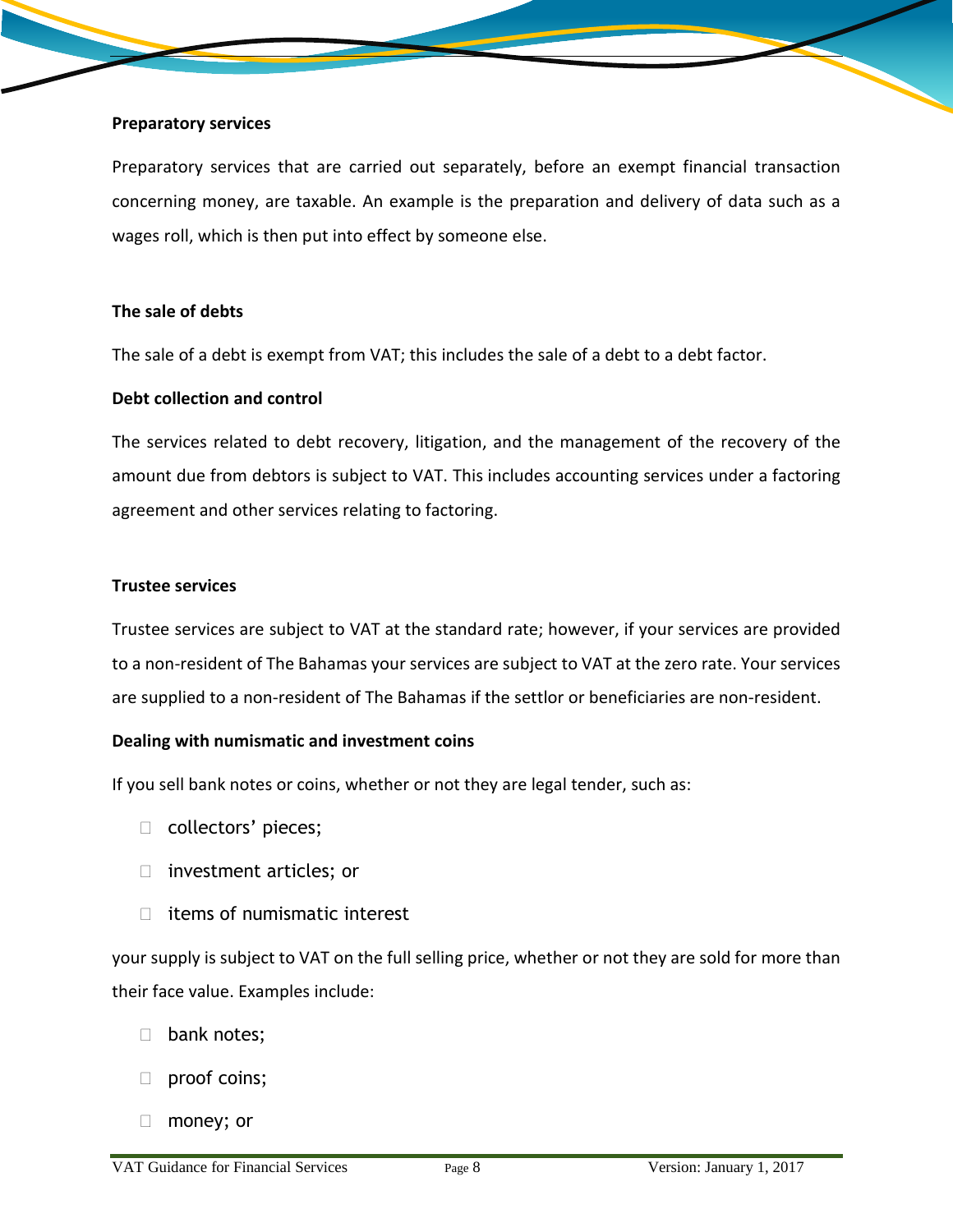**Preparatory services**

Preparatory services that are carried out separately, before an exempt financial transaction concerning money, are taxable. An example is the preparation and delivery of data such as a wages roll, which is then put into effect by someone else.

**The sale of debts**

The sale of a debt is exempt from VAT; this includes the sale of a debt to a debt factor.

**Debt collection and control**

The services related to debt recovery, litigation, and the management of the recovery of the amount due from debtors is subject to VAT. This includes accounting services under a factoring agreement and other services relating to factoring.

**Trustee services**

Trustee services are subject to VAT at the standard rate; however, if your services are provided to a non-resident of The Bahamas your services are subject to VAT at the zero rate. Your services are supplied to a non-resident of The Bahamas if the settlor or beneficiaries are non-resident.

**Dealing with numismatic and investment coins**

If you sell bank notes or coins, whether or not they are legal tender, such as:

- collectors' pieces;
- investment articles; or
- items of numismatic interest

your supply is subject to VAT on the full selling price, whether or not they are sold for more than their face value. Examples include:

- bank notes;
- proof coins;
- money; or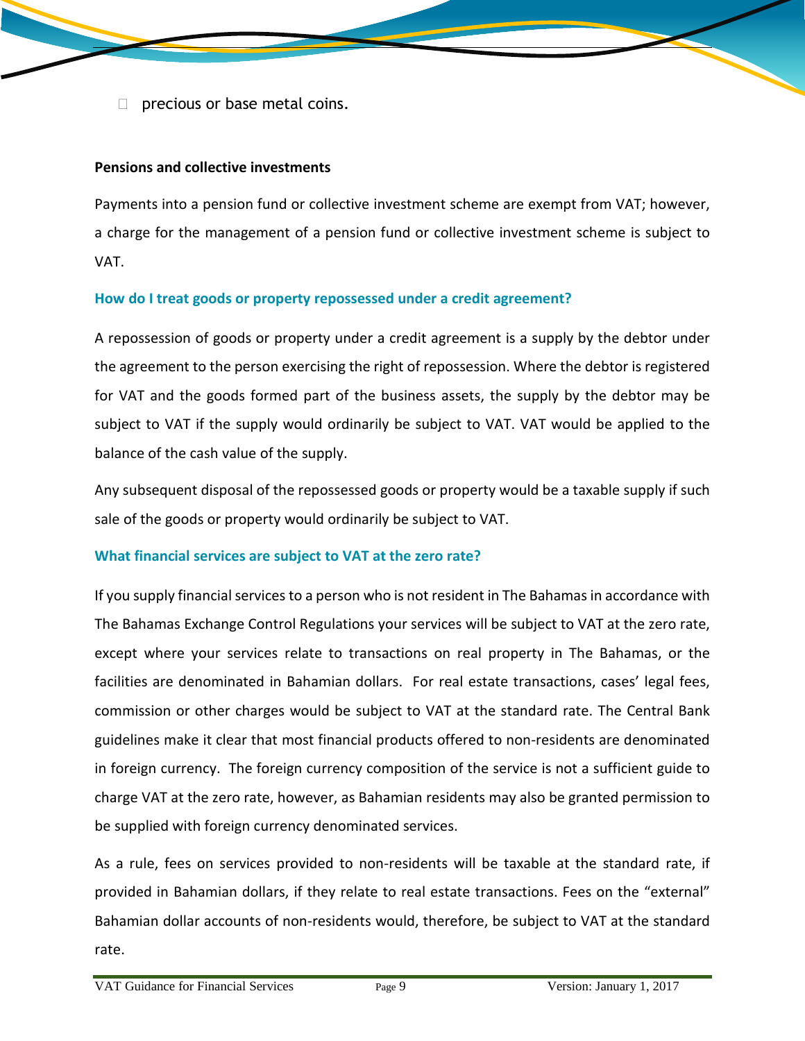- precious or base metal coins.

**Pensions and collective investments**

Payments into a pension fund or collective investment scheme are exempt from VAT; however, a charge for the management of a pension fund or collective investment scheme is subject to VAT.

### How do I treat goods or property repossessed under a credit agreement?

A repossession of goods or property under a credit agreement is a supply by the debtor under the agreement to the person exercising the right of repossession. Where the debtor is registered for VAT and the goods formed part of the business assets, the supply by the debtor may be subject to VAT if the supply would ordinarily be subject to VAT. VAT would be applied to the balance of the cash value of the supply.

Any subsequent disposal of the repossessed goods or property would be a taxable supply if such sale of the goods or property would ordinarily be subject to VAT.

### What financial services are subject to VAT at the zero rate?

If you supply financial services to a person who is not resident in The Bahamas in accordance with The Bahamas Exchange Control Regulations your services will be subject to VAT at the zero rate, except where your services relate to transactions on real property in The Bahamas, or the facilities are denominated in Bahamian dollars. For real estate transactions, cases' legal fees, commission or other charges would be subject to VAT at the standard rate. The Central Bank guidelines make it clear that most financial products offered to non-residents are denominated in foreign currency. The foreign currency composition of the service is not a sufficient guide to charge VAT at the zero rate, however, as Bahamian residents may also be granted permission to be supplied with foreign currency denominated services.

As a rule, fees on services provided to non-residents will be taxable at the standard rate, if provided in Bahamian dollars, if they relate to real estate transactions. Fees on the "external" Bahamian dollar accounts of non-residents would, therefore, be subject to VAT at the standard rate.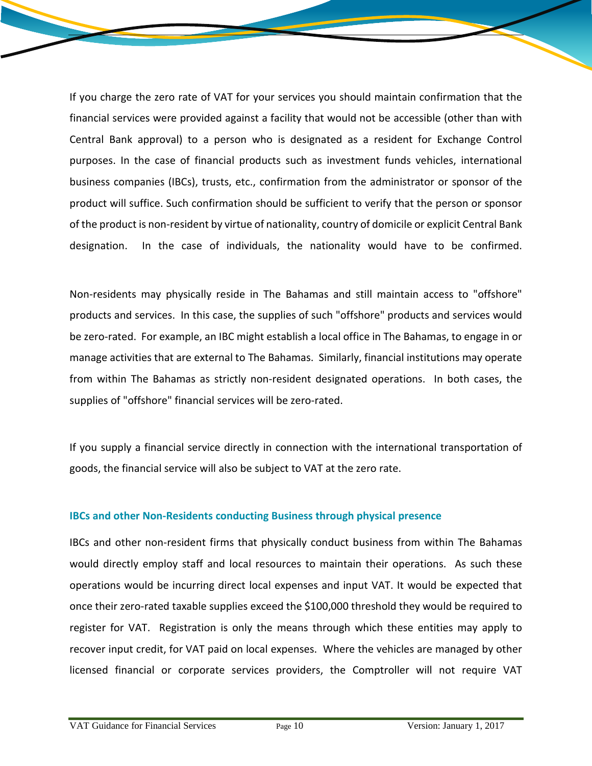If you charge the zero rate of VAT for your services you should maintain confirmation that the financial services were provided against a facility that would not be accessible (other than with Central Bank approval) to a person who is designated as a resident for Exchange Control purposes. In the case of financial products such as investment funds vehicles, international business companies (IBCs), trusts, etc., confirmation from the administrator or sponsor of the product will suffice. Such confirmation should be sufficient to verify that the person or sponsor of the product is non-resident by virtue of nationality, country of domicile or explicit Central Bank designation. In the case of individuals, the nationality would have to be confirmed.

Non-residents may physically reside in The Bahamas and still maintain access to "offshore" products and services. In this case, the supplies of such "offshore" products and services would be zero-rated. For example, an IBC might establish a local office in The Bahamas, to engage in or manage activities that are external to The Bahamas. Similarly, financial institutions may operate from within The Bahamas as strictly non-resident designated operations. In both cases, the supplies of "offshore" financial services will be zero-rated.

If you supply a financial service directly in connection with the international transportation of goods, the financial service will also be subject to VAT at the zero rate.

### IBCs and other Non-Residents conducting Business through physical presence

IBCs and other non-resident firms that physically conduct business from within The Bahamas would directly employ staff and local resources to maintain their operations. As such these operations would be incurring direct local expenses and input VAT. It would be expected that once their zero-rated taxable supplies exceed the $100,000 threshold they would be required to register for VAT. Registration is only the means through which these entities may apply to recover input credit, for VAT paid on local expenses. Where the vehicles are managed by other licensed financial or corporate services providers, the Comptroller will not require VAT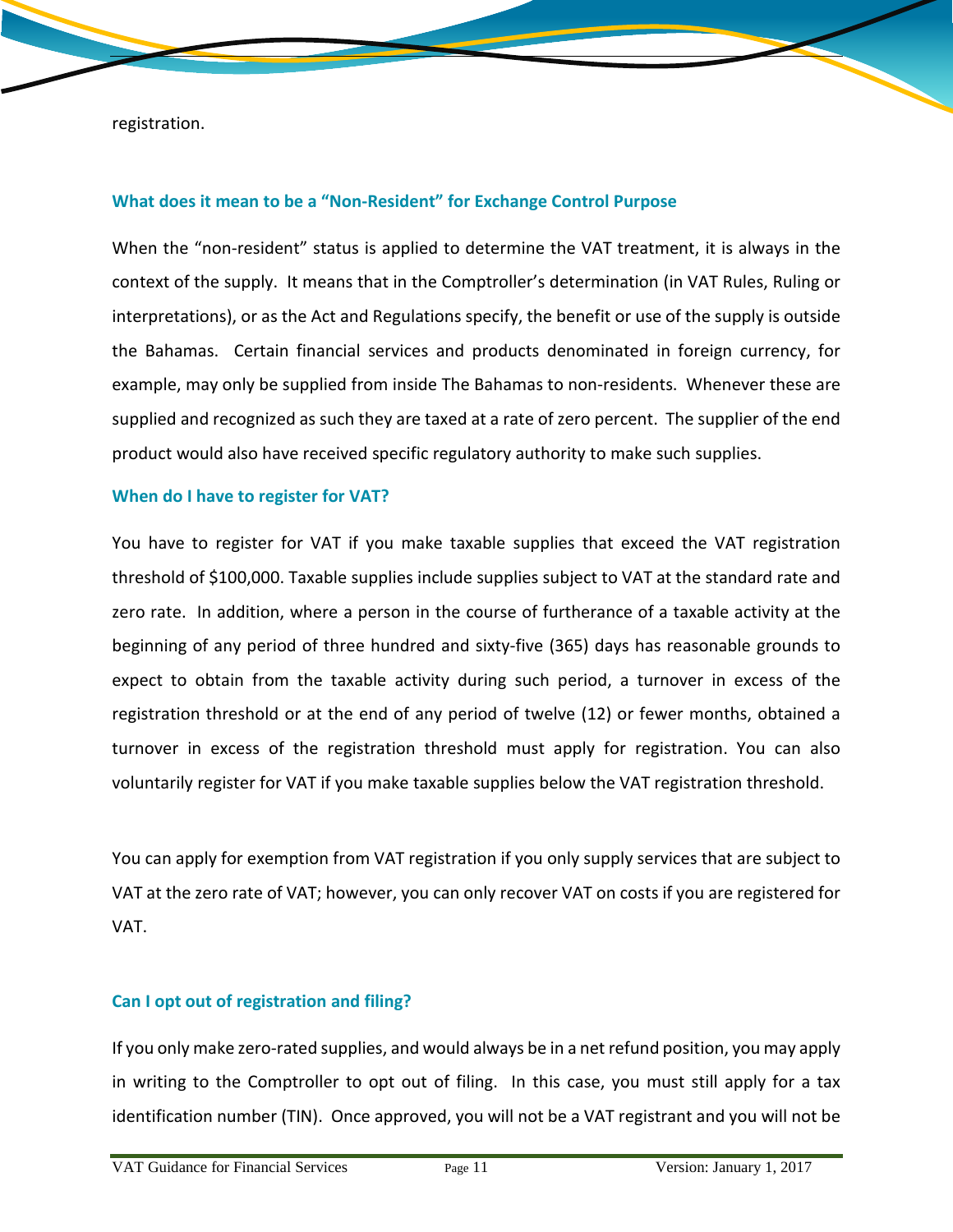registration.

### What does it mean to be a "Non-Resident" for Exchange Control Purpose

When the "non-resident" status is applied to determine the VAT treatment, it is always in the context of the supply. It means that in the Comptroller's determination (in VAT Rules, Ruling or interpretations), or as the Act and Regulations specify, the benefit or use of the supply is outside the Bahamas. Certain financial services and products denominated in foreign currency, for example, may only be supplied from inside The Bahamas to non-residents. Whenever these are supplied and recognized as such they are taxed at a rate of zero percent. The supplier of the end product would also have received specific regulatory authority to make such supplies.

### When do I have to register for VAT?

You have to register for VAT if you make taxable supplies that exceed the VAT registration threshold of $100,000. Taxable supplies include supplies subject to VAT at the standard rate and zero rate. In addition, where a person in the course of furtherance of a taxable activity at the beginning of any period of three hundred and sixty-five (365) days has reasonable grounds to expect to obtain from the taxable activity during such period, a turnover in excess of the registration threshold or at the end of any period of twelve (12) or fewer months, obtained a turnover in excess of the registration threshold must apply for registration. You can also voluntarily register for VAT if you make taxable supplies below the VAT registration threshold.

You can apply for exemption from VAT registration if you only supply services that are subject to VAT at the zero rate of VAT; however, you can only recover VAT on costs if you are registered for VAT.

### Can I opt out of registration and filing?

If you only make zero-rated supplies, and would always be in a net refund position, you may apply in writing to the Comptroller to opt out of filing. In this case, you must still apply for a tax identification number (TIN). Once approved, you will not be a VAT registrant and you will not be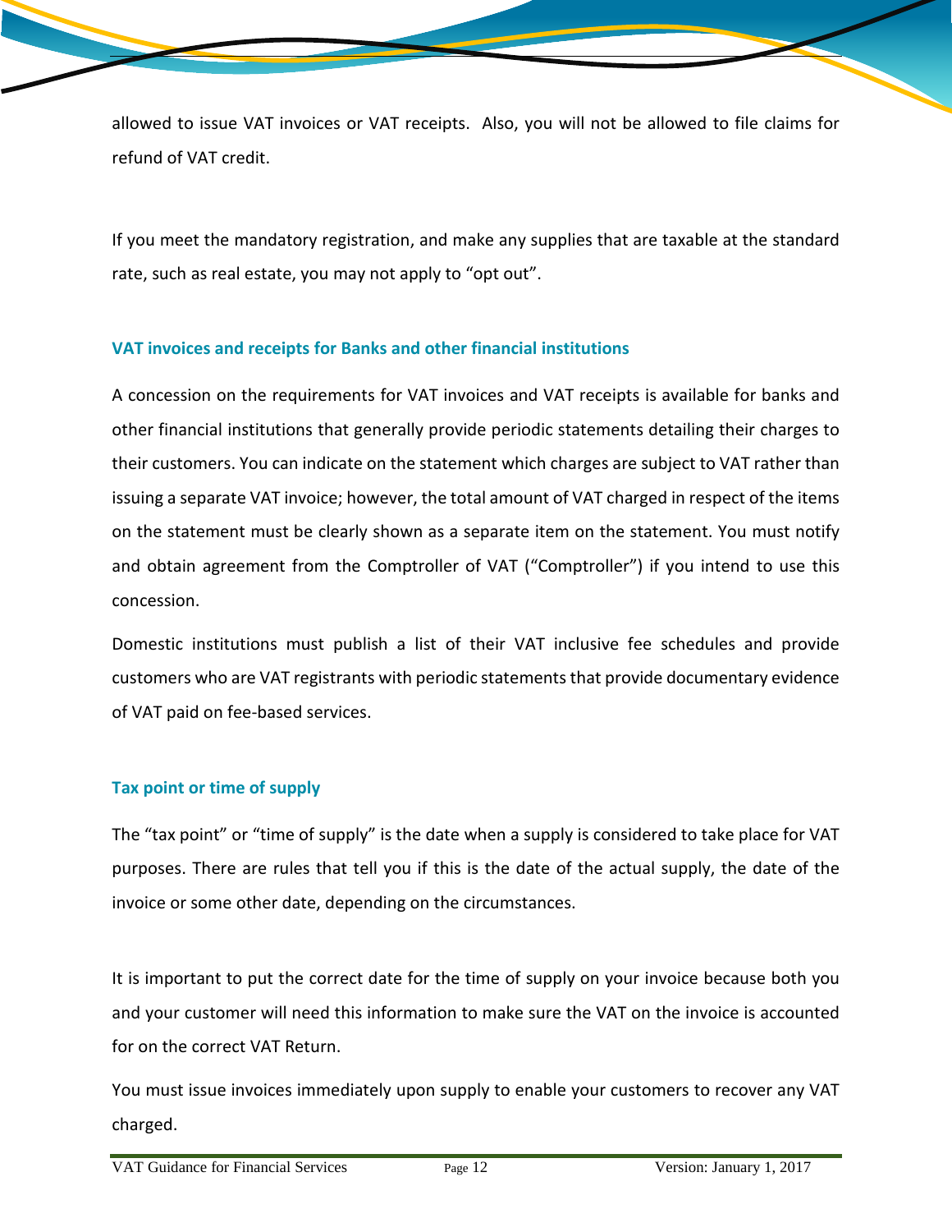allowed to issue VAT invoices or VAT receipts. Also, you will not be allowed to file claims for refund of VAT credit.

If you meet the mandatory registration, and make any supplies that are taxable at the standard rate, such as real estate, you may not apply to “opt out”.

## VAT invoices and receipts for Banks and other financial institutions

A concession on the requirements for VAT invoices and VAT receipts is available for banks and other financial institutions that generally provide periodic statements detailing their charges to their customers. You can indicate on the statement which charges are subject to VAT rather than issuing a separate VAT invoice; however, the total amount of VAT charged in respect of the items on the statement must be clearly shown as a separate item on the statement. You must notify and obtain agreement from the Comptroller of VAT (“Comptroller”) if you intend to use this concession.

Domestic institutions must publish a list of their VAT inclusive fee schedules and provide customers who are VAT registrants with periodic statements that provide documentary evidence of VAT paid on fee-based services.

## Tax point or time of supply

The “tax point” or “time of supply” is the date when a supply is considered to take place for VAT purposes. There are rules that tell you if this is the date of the actual supply, the date of the invoice or some other date, depending on the circumstances.

It is important to put the correct date for the time of supply on your invoice because both you and your customer will need this information to make sure the VAT on the invoice is accounted for on the correct VAT Return.

You must issue invoices immediately upon supply to enable your customers to recover any VAT charged.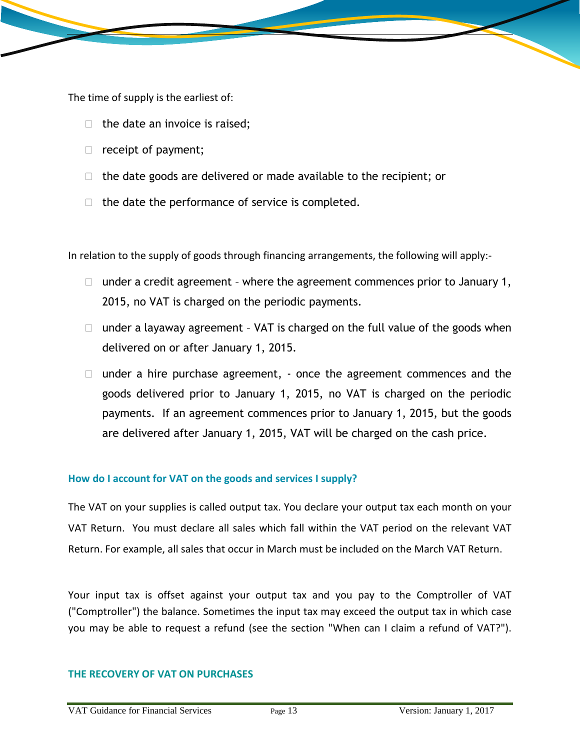The time of supply is the earliest of:

- the date an invoice is raised;
- receipt of payment;
- the date goods are delivered or made available to the recipient; or
- the date the performance of service is completed.

In relation to the supply of goods through financing arrangements, the following will apply:-

- under a credit agreement – where the agreement commences prior to January 1, 2015, no VAT is charged on the periodic payments.
- under a layaway agreement – VAT is charged on the full value of the goods when delivered on or after January 1, 2015.
- under a hire purchase agreement, - once the agreement commences and the goods delivered prior to January 1, 2015, no VAT is charged on the periodic payments. If an agreement commences prior to January 1, 2015, but the goods are delivered after January 1, 2015, VAT will be charged on the cash price.

### How do I account for VAT on the goods and services I supply?

The VAT on your supplies is called output tax. You declare your output tax each month on your VAT Return. You must declare all sales which fall within the VAT period on the relevant VAT Return. For example, all sales that occur in March must be included on the March VAT Return.

Your input tax is offset against your output tax and you pay to the Comptroller of VAT ("Comptroller") the balance. Sometimes the input tax may exceed the output tax in which case you may be able to request a refund (see the section "When can I claim a refund of VAT?").

## THE RECOVERY OF VAT ON PURCHASES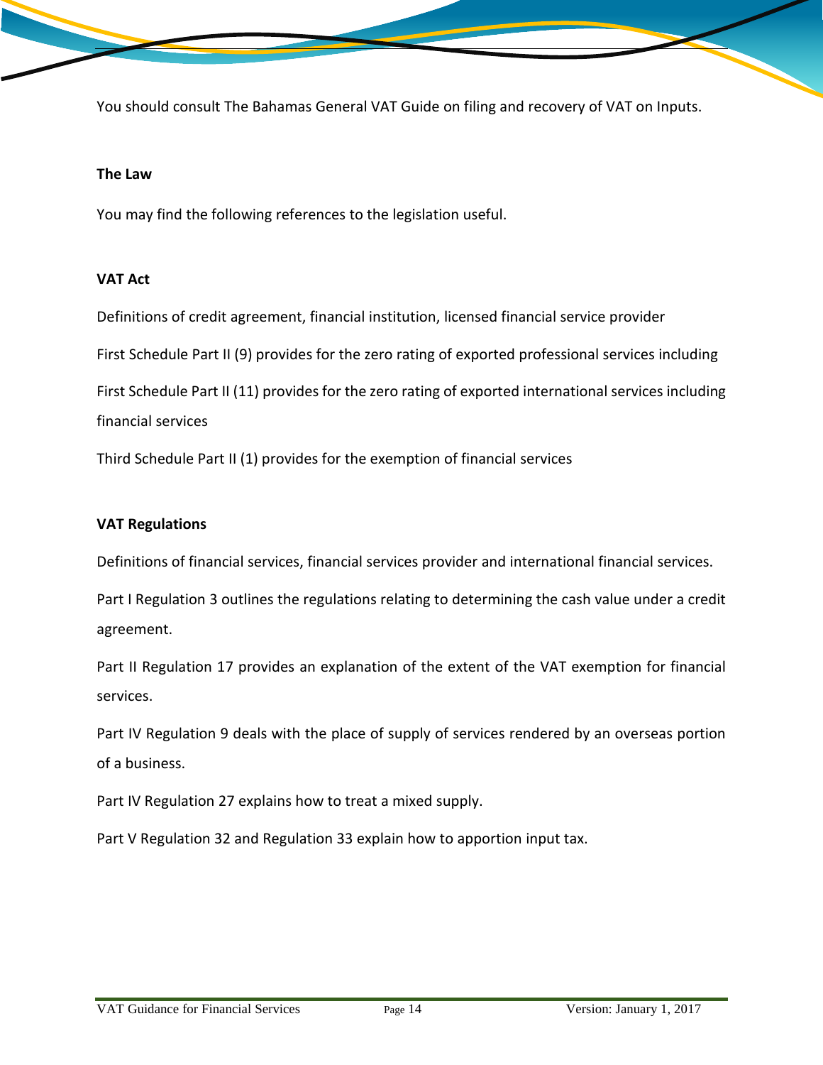You should consult The Bahamas General VAT Guide on filing and recovery of VAT on Inputs.

## The Law

You may find the following references to the legislation useful.

### VAT Act

Definitions of credit agreement, financial institution, licensed financial service provider

First Schedule Part II (9) provides for the zero rating of exported professional services including

First Schedule Part II (11) provides for the zero rating of exported international services including financial services

Third Schedule Part II (1) provides for the exemption of financial services

### VAT Regulations

Definitions of financial services, financial services provider and international financial services.

Part I Regulation 3 outlines the regulations relating to determining the cash value under a credit agreement.

Part II Regulation 17 provides an explanation of the extent of the VAT exemption for financial services.

Part IV Regulation 9 deals with the place of supply of services rendered by an overseas portion of a business.

Part IV Regulation 27 explains how to treat a mixed supply.

Part V Regulation 32 and Regulation 33 explain how to apportion input tax.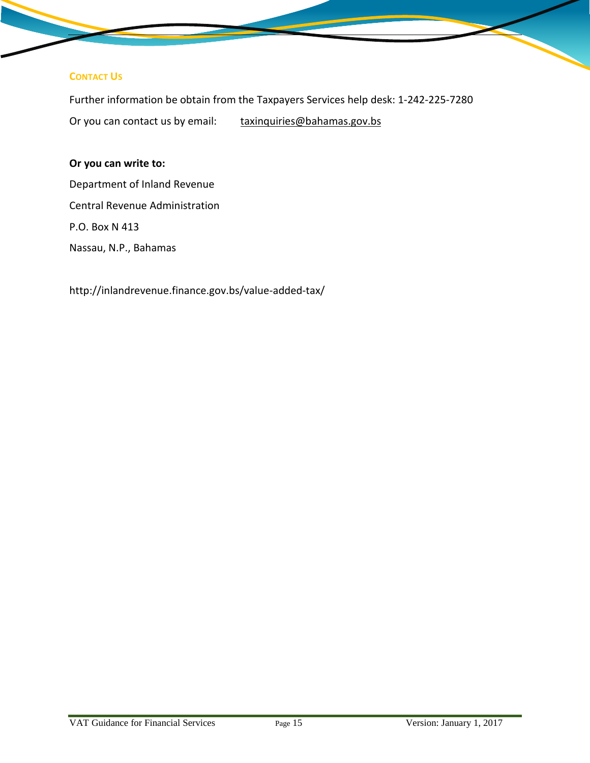## CONTACT US

Further information be obtain from the Taxpayers Services help desk: 1-242-225-7280

Or you can contact us by email: taxinquiries@bahamas.gov.bs

**Or you can write to:**

Department of Inland Revenue

Central Revenue Administration

P.O. Box N 413

Nassau, N.P., Bahamas

http://inlandrevenue.finance.gov.bs/value-added-tax/